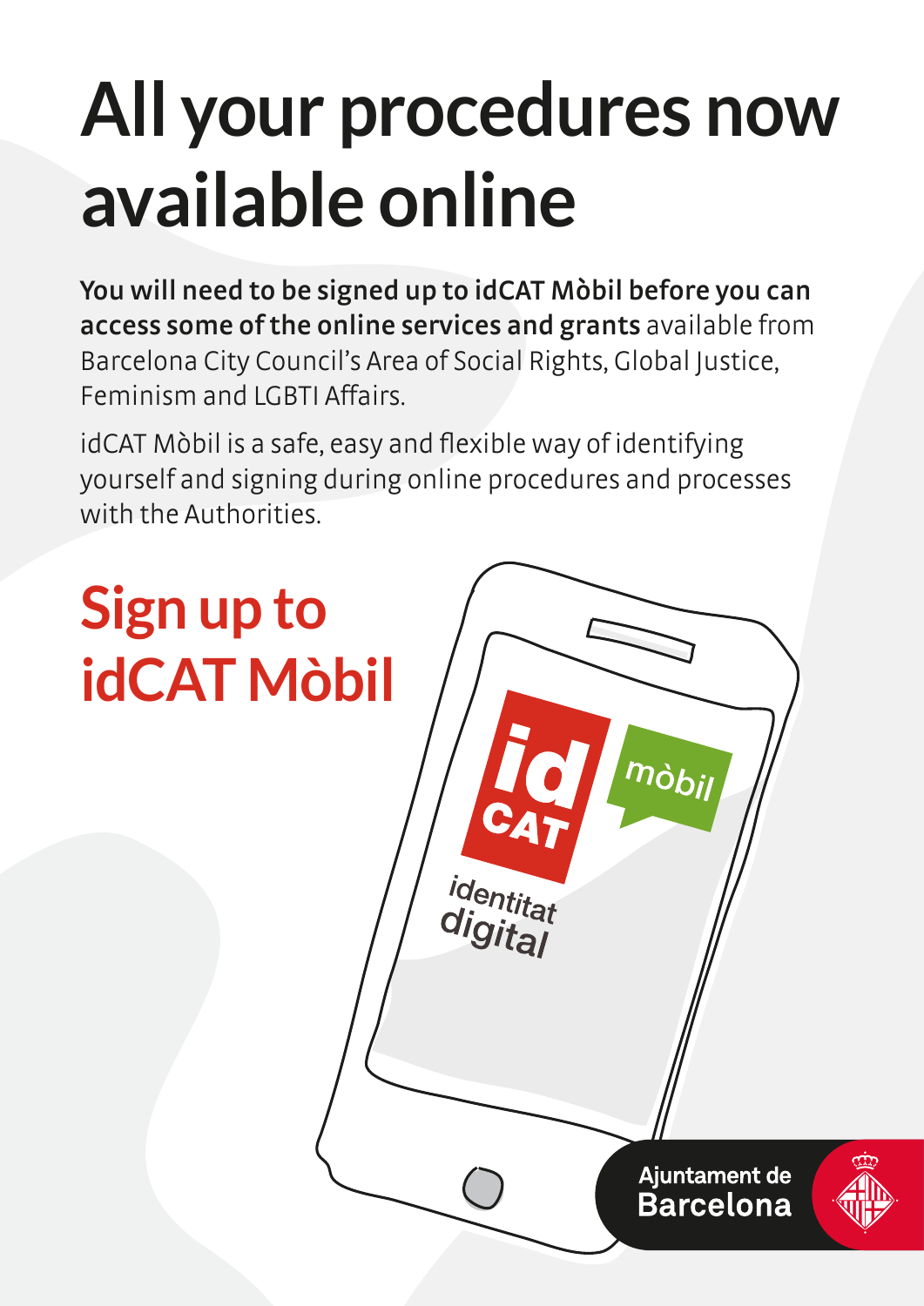# All your procedures now available online

**You will need to be signed up to idCAT Mòbil before you can access some of the online services and grants** available from Barcelona City Council's Area of Social Rights, Global Justice, Feminism and LGBTI Affairs.

idCAT Mòbil is a safe, easy and flexible way of identifying yourself and signing during online procedures and processes with the Authorities.

## Sign up to idCAT Mòbil

id CAT mòbil

identitat digital

Ajuntament de Barcelona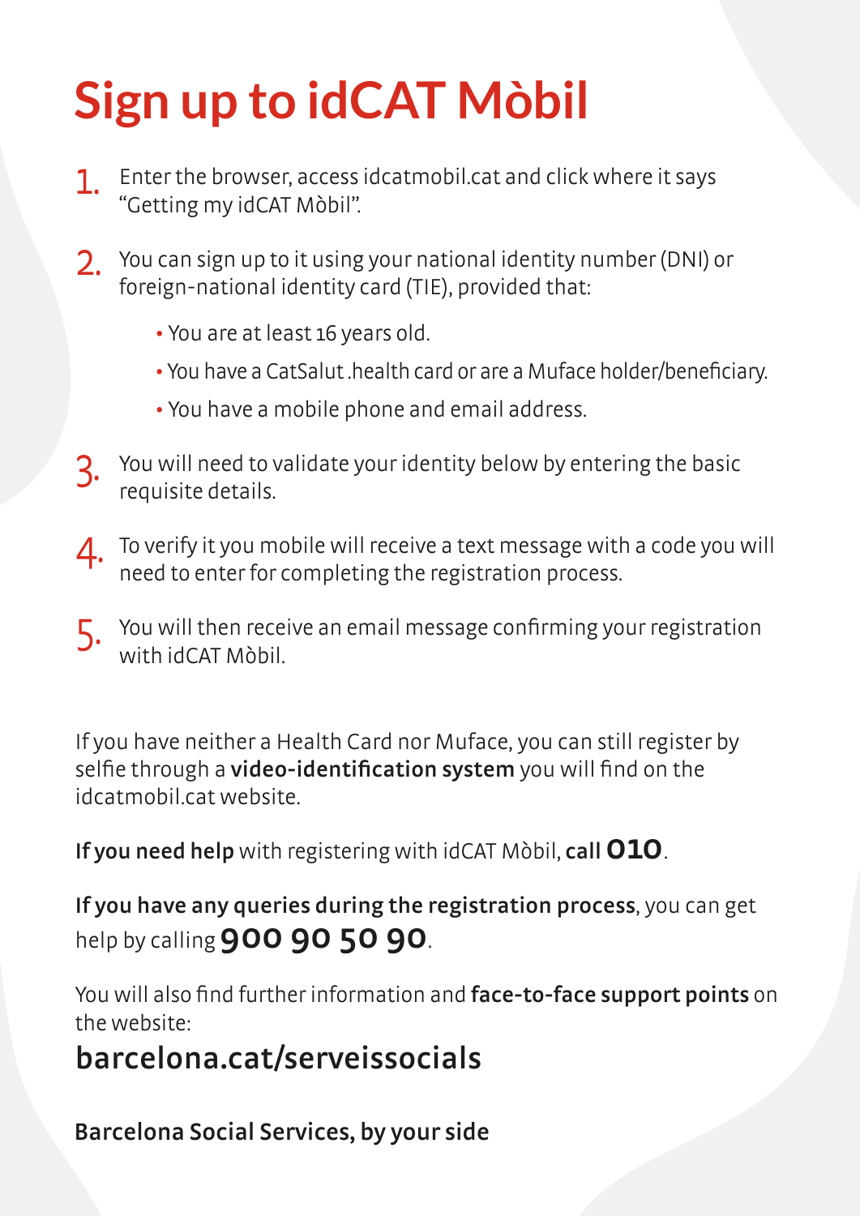# Sign up to idCAT Mòbil

1. Enter the browser, access idcatmobil.cat and click where it says "Getting my idCAT Mòbil".
2. You can sign up to it using your national identity number (DNI) or foreign-national identity card (TIE), provided that:
   - You are at least 16 years old.
   - You have a CatSalut .health card or are a Muface holder/beneficiary.
   - You have a mobile phone and email address.
3. You will need to validate your identity below by entering the basic requisite details.
4. To verify it you mobile will receive a text message with a code you will need to enter for completing the registration process.
5. You will then receive an email message confirming your registration with idCAT Mòbil.

If you have neither a Health Card nor Muface, you can still register by selfie through a **video-identification system** you will find on the idcatmobil.cat website.

**If you need help** with registering with idCAT Mòbil, **call 010**.

**If you have any queries during the registration process**, you can get help by calling **900 90 50 90**.

You will also find further information and **face-to-face support points** on the website:

**barcelona.cat/serveissocials**

**Barcelona Social Services, by your side**